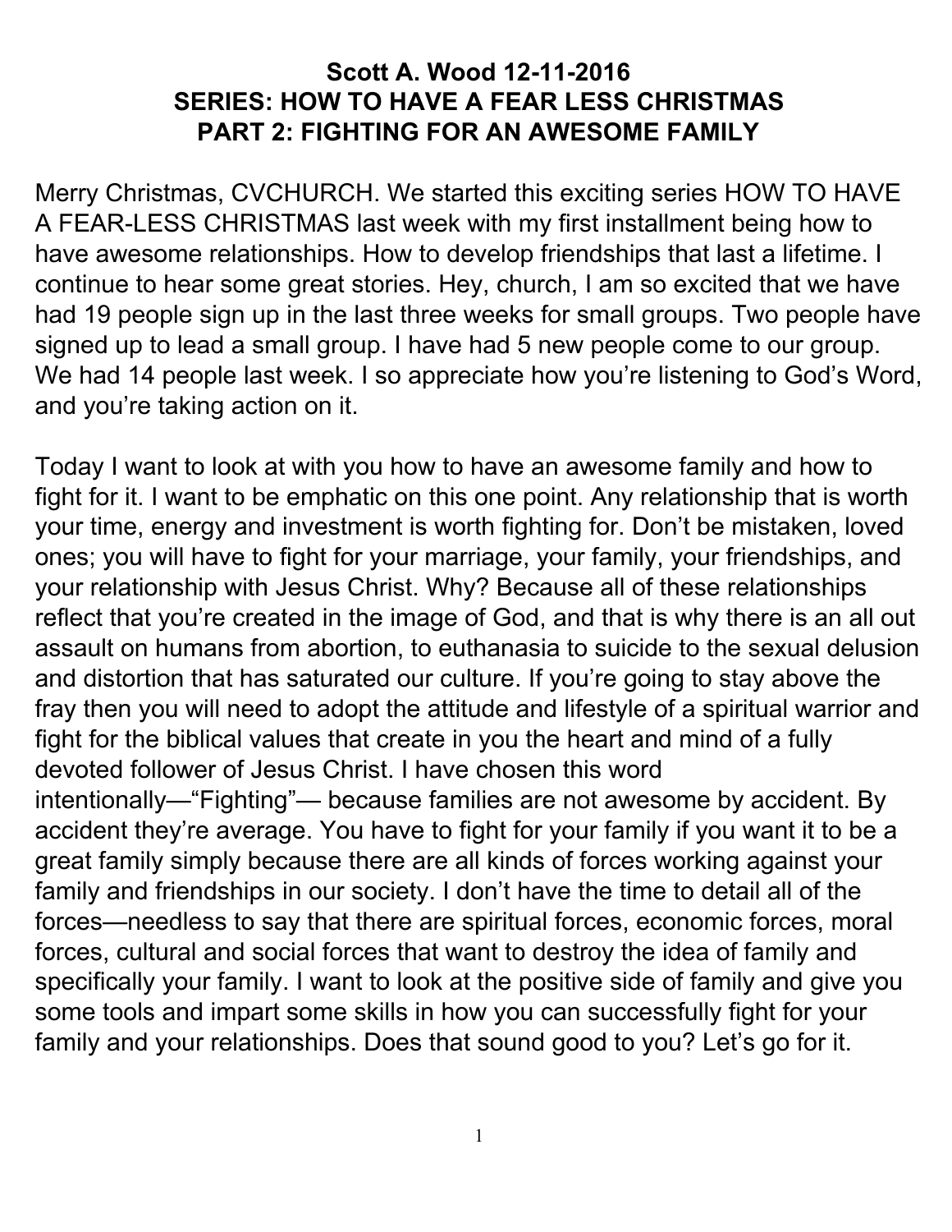# Scott A. Wood 12-11-2016
# SERIES: HOW TO HAVE A FEAR LESS CHRISTMAS
# PART 2: FIGHTING FOR AN AWESOME FAMILY

Merry Christmas, CVCHURCH. We started this exciting series HOW TO HAVE A FEAR-LESS CHRISTMAS last week with my first installment being how to have awesome relationships. How to develop friendships that last a lifetime. I continue to hear some great stories. Hey, church, I am so excited that we have had 19 people sign up in the last three weeks for small groups. Two people have signed up to lead a small group. I have had 5 new people come to our group. We had 14 people last week. I so appreciate how you're listening to God's Word, and you're taking action on it.

Today I want to look at with you how to have an awesome family and how to fight for it. I want to be emphatic on this one point. Any relationship that is worth your time, energy and investment is worth fighting for. Don't be mistaken, loved ones; you will have to fight for your marriage, your family, your friendships, and your relationship with Jesus Christ. Why? Because all of these relationships reflect that you're created in the image of God, and that is why there is an all out assault on humans from abortion, to euthanasia to suicide to the sexual delusion and distortion that has saturated our culture. If you're going to stay above the fray then you will need to adopt the attitude and lifestyle of a spiritual warrior and fight for the biblical values that create in you the heart and mind of a fully devoted follower of Jesus Christ. I have chosen this word intentionally—"Fighting"— because families are not awesome by accident. By accident they're average. You have to fight for your family if you want it to be a great family simply because there are all kinds of forces working against your family and friendships in our society. I don't have the time to detail all of the forces—needless to say that there are spiritual forces, economic forces, moral forces, cultural and social forces that want to destroy the idea of family and specifically your family. I want to look at the positive side of family and give you some tools and impart some skills in how you can successfully fight for your family and your relationships. Does that sound good to you? Let's go for it.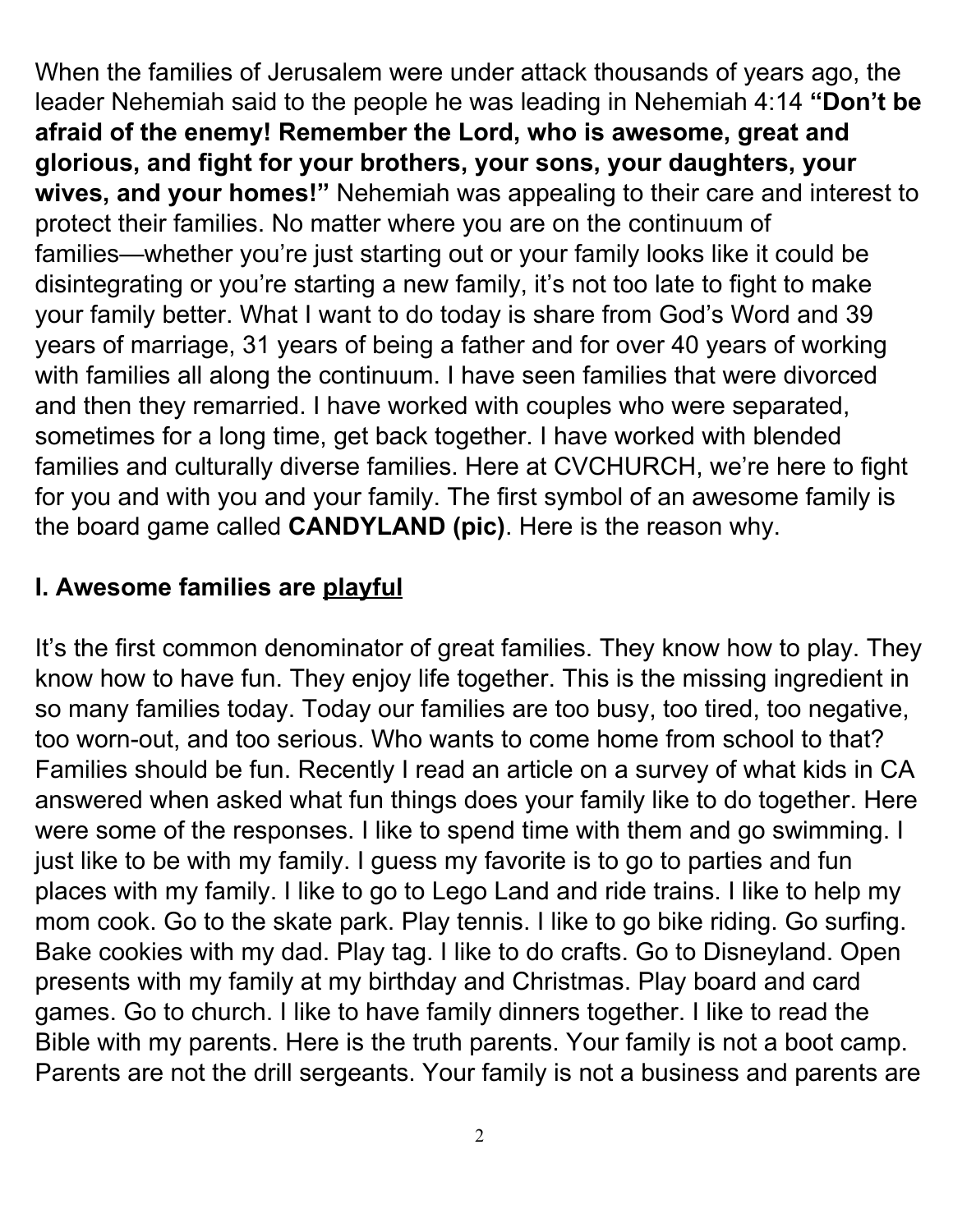When the families of Jerusalem were under attack thousands of years ago, the leader Nehemiah said to the people he was leading in Nehemiah 4:14 **"Don't be afraid of the enemy! Remember the Lord, who is awesome, great and glorious, and fight for your brothers, your sons, your daughters, your wives, and your homes!"** Nehemiah was appealing to their care and interest to protect their families. No matter where you are on the continuum of families—whether you're just starting out or your family looks like it could be disintegrating or you're starting a new family, it's not too late to fight to make your family better. What I want to do today is share from God's Word and 39 years of marriage, 31 years of being a father and for over 40 years of working with families all along the continuum. I have seen families that were divorced and then they remarried. I have worked with couples who were separated, sometimes for a long time, get back together. I have worked with blended families and culturally diverse families. Here at CVCHURCH, we're here to fight for you and with you and your family. The first symbol of an awesome family is the board game called **CANDYLAND (pic)**. Here is the reason why.

## I. Awesome families are <u>playful</u>

It's the first common denominator of great families. They know how to play. They know how to have fun. They enjoy life together. This is the missing ingredient in so many families today. Today our families are too busy, too tired, too negative, too worn-out, and too serious. Who wants to come home from school to that? Families should be fun. Recently I read an article on a survey of what kids in CA answered when asked what fun things does your family like to do together. Here were some of the responses. I like to spend time with them and go swimming. I just like to be with my family. I guess my favorite is to go to parties and fun places with my family. I like to go to Lego Land and ride trains. I like to help my mom cook. Go to the skate park. Play tennis. I like to go bike riding. Go surfing. Bake cookies with my dad. Play tag. I like to do crafts. Go to Disneyland. Open presents with my family at my birthday and Christmas. Play board and card games. Go to church. I like to have family dinners together. I like to read the Bible with my parents. Here is the truth parents. Your family is not a boot camp. Parents are not the drill sergeants. Your family is not a business and parents are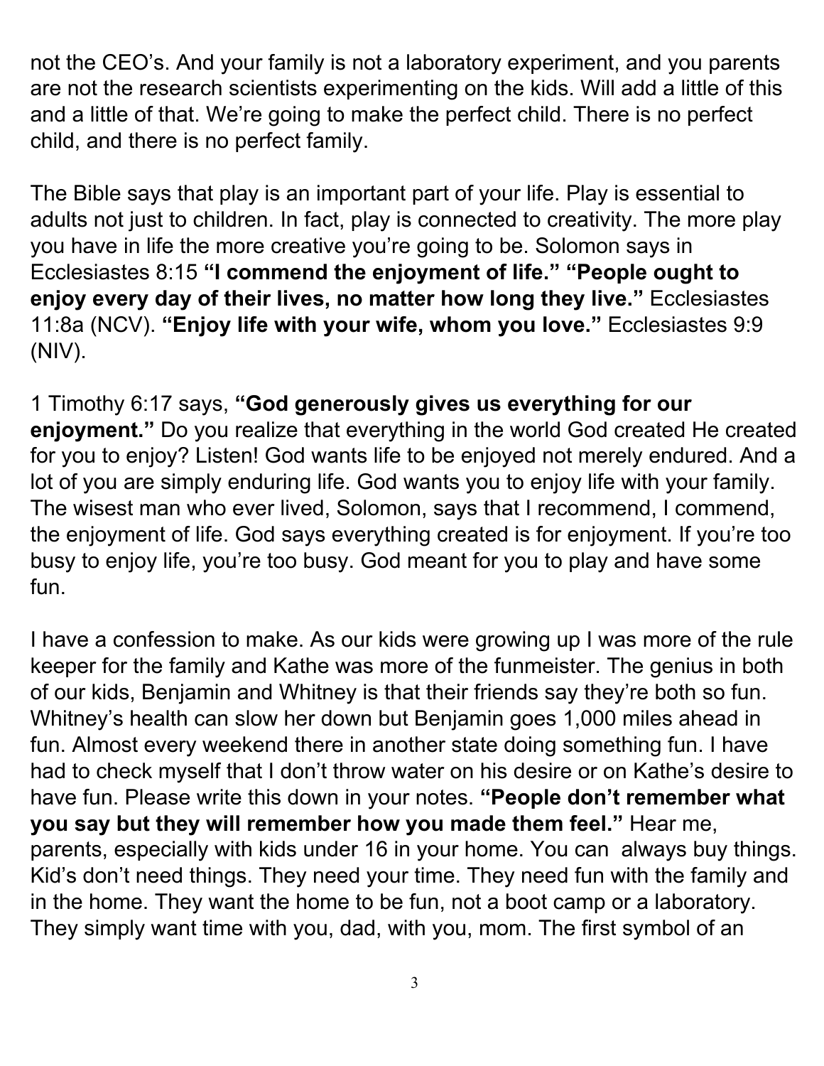not the CEO's. And your family is not a laboratory experiment, and you parents are not the research scientists experimenting on the kids. Will add a little of this and a little of that. We're going to make the perfect child. There is no perfect child, and there is no perfect family.

The Bible says that play is an important part of your life. Play is essential to adults not just to children. In fact, play is connected to creativity. The more play you have in life the more creative you're going to be. Solomon says in Ecclesiastes 8:15 **"I commend the enjoyment of life." "People ought to enjoy every day of their lives, no matter how long they live."** Ecclesiastes 11:8a (NCV). **"Enjoy life with your wife, whom you love."** Ecclesiastes 9:9 (NIV).

1 Timothy 6:17 says, **"God generously gives us everything for our enjoyment."** Do you realize that everything in the world God created He created for you to enjoy? Listen! God wants life to be enjoyed not merely endured. And a lot of you are simply enduring life. God wants you to enjoy life with your family. The wisest man who ever lived, Solomon, says that I recommend, I commend, the enjoyment of life. God says everything created is for enjoyment. If you're too busy to enjoy life, you're too busy. God meant for you to play and have some fun.

I have a confession to make. As our kids were growing up I was more of the rule keeper for the family and Kathe was more of the funmeister. The genius in both of our kids, Benjamin and Whitney is that their friends say they're both so fun. Whitney's health can slow her down but Benjamin goes 1,000 miles ahead in fun. Almost every weekend there in another state doing something fun. I have had to check myself that I don't throw water on his desire or on Kathe's desire to have fun. Please write this down in your notes. **"People don't remember what you say but they will remember how you made them feel."** Hear me, parents, especially with kids under 16 in your home. You can always buy things. Kid's don't need things. They need your time. They need fun with the family and in the home. They want the home to be fun, not a boot camp or a laboratory. They simply want time with you, dad, with you, mom. The first symbol of an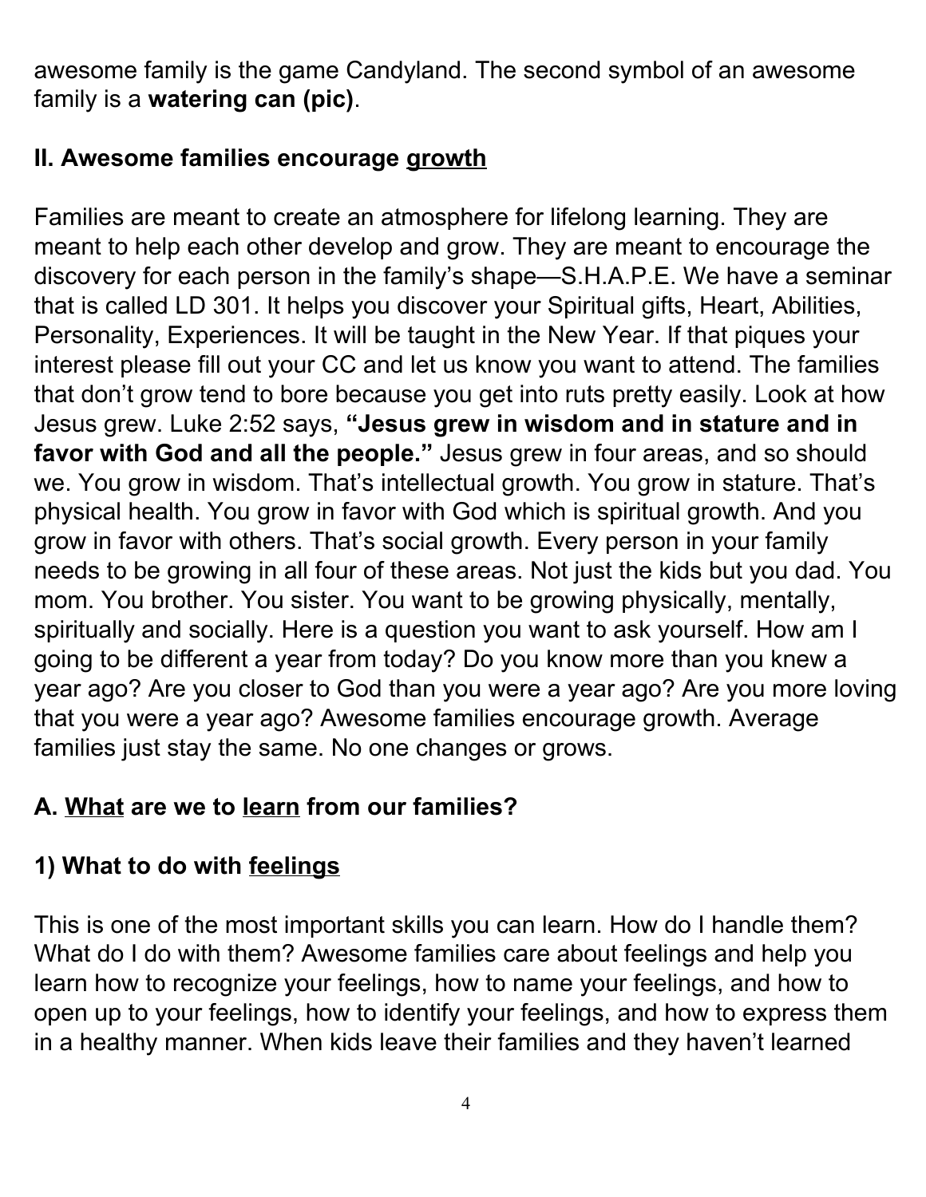awesome family is the game Candyland. The second symbol of an awesome family is a **watering can (pic)**.

## II. Awesome families encourage <u>growth</u>

Families are meant to create an atmosphere for lifelong learning. They are meant to help each other develop and grow. They are meant to encourage the discovery for each person in the family's shape—S.H.A.P.E. We have a seminar that is called LD 301. It helps you discover your Spiritual gifts, Heart, Abilities, Personality, Experiences. It will be taught in the New Year. If that piques your interest please fill out your CC and let us know you want to attend. The families that don't grow tend to bore because you get into ruts pretty easily. Look at how Jesus grew. Luke 2:52 says, **"Jesus grew in wisdom and in stature and in favor with God and all the people."** Jesus grew in four areas, and so should we. You grow in wisdom. That's intellectual growth. You grow in stature. That's physical health. You grow in favor with God which is spiritual growth. And you grow in favor with others. That's social growth. Every person in your family needs to be growing in all four of these areas. Not just the kids but you dad. You mom. You brother. You sister. You want to be growing physically, mentally, spiritually and socially. Here is a question you want to ask yourself. How am I going to be different a year from today? Do you know more than you knew a year ago? Are you closer to God than you were a year ago? Are you more loving that you were a year ago? Awesome families encourage growth. Average families just stay the same. No one changes or grows.

### A. <u>What</u> are we to <u>learn</u> from our families?

#### 1) What to do with <u>feelings</u>

This is one of the most important skills you can learn. How do I handle them? What do I do with them? Awesome families care about feelings and help you learn how to recognize your feelings, how to name your feelings, and how to open up to your feelings, how to identify your feelings, and how to express them in a healthy manner. When kids leave their families and they haven't learned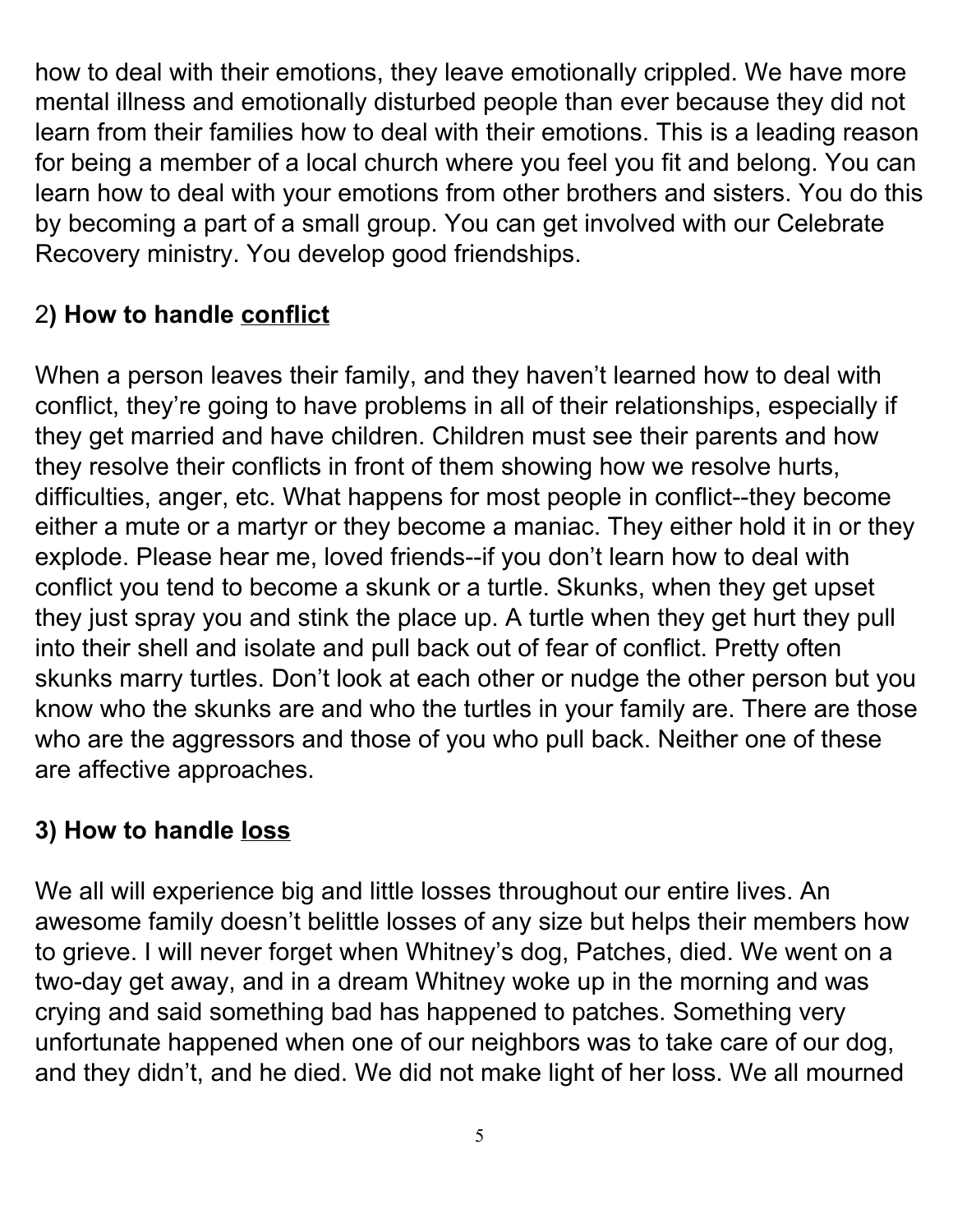how to deal with their emotions, they leave emotionally crippled. We have more mental illness and emotionally disturbed people than ever because they did not learn from their families how to deal with their emotions. This is a leading reason for being a member of a local church where you feel you fit and belong. You can learn how to deal with your emotions from other brothers and sisters. You do this by becoming a part of a small group. You can get involved with our Celebrate Recovery ministry. You develop good friendships.

### 2**) How to handle <u>conflict</u>**

When a person leaves their family, and they haven't learned how to deal with conflict, they're going to have problems in all of their relationships, especially if they get married and have children. Children must see their parents and how they resolve their conflicts in front of them showing how we resolve hurts, difficulties, anger, etc. What happens for most people in conflict--they become either a mute or a martyr or they become a maniac. They either hold it in or they explode. Please hear me, loved friends--if you don't learn how to deal with conflict you tend to become a skunk or a turtle. Skunks, when they get upset they just spray you and stink the place up. A turtle when they get hurt they pull into their shell and isolate and pull back out of fear of conflict. Pretty often skunks marry turtles. Don't look at each other or nudge the other person but you know who the skunks are and who the turtles in your family are. There are those who are the aggressors and those of you who pull back. Neither one of these are affective approaches.

### **3) How to handle <u>loss</u>**

We all will experience big and little losses throughout our entire lives. An awesome family doesn't belittle losses of any size but helps their members how to grieve. I will never forget when Whitney's dog, Patches, died. We went on a two-day get away, and in a dream Whitney woke up in the morning and was crying and said something bad has happened to patches. Something very unfortunate happened when one of our neighbors was to take care of our dog, and they didn't, and he died. We did not make light of her loss. We all mourned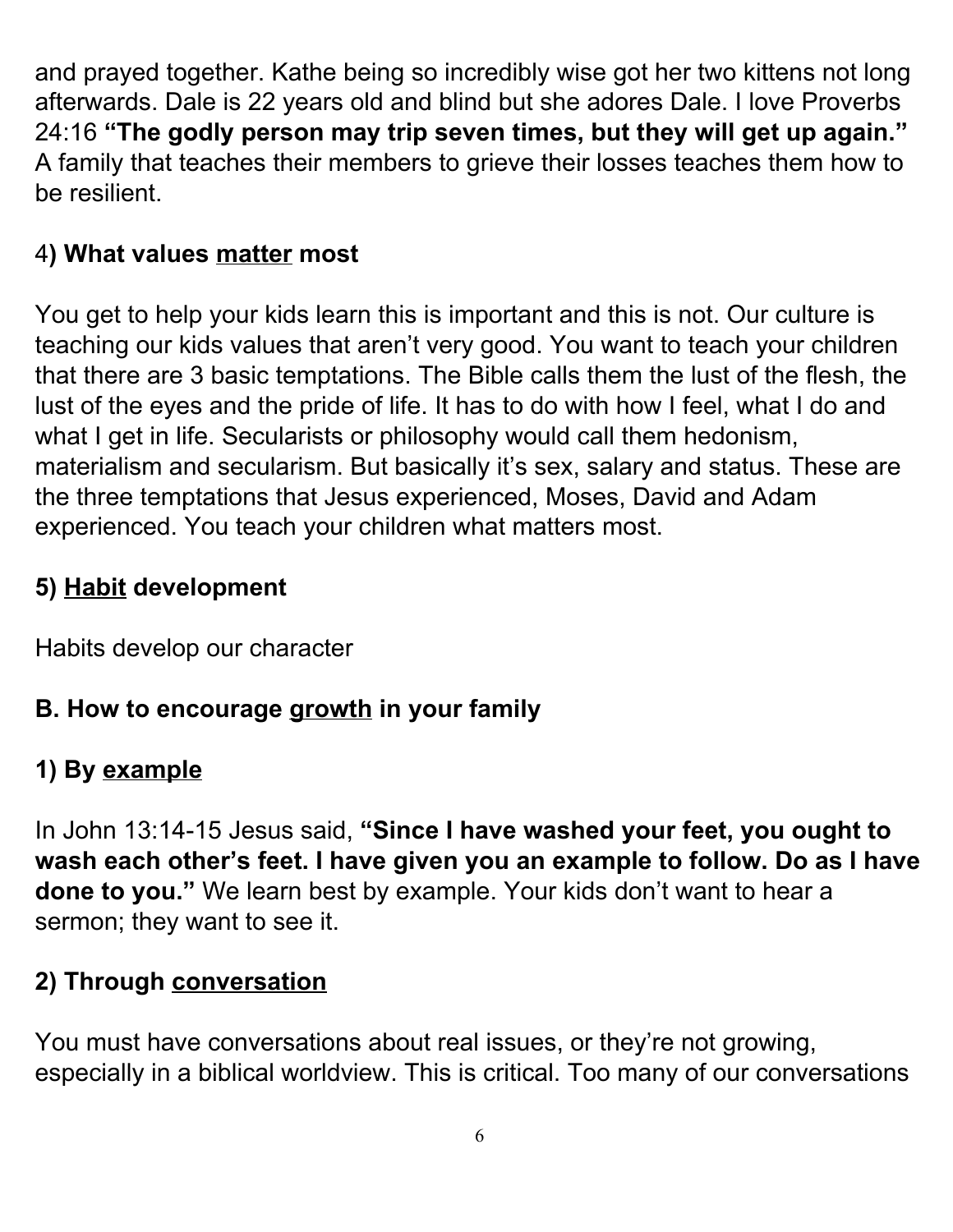and prayed together. Kathe being so incredibly wise got her two kittens not long afterwards. Dale is 22 years old and blind but she adores Dale. I love Proverbs 24:16 **"The godly person may trip seven times, but they will get up again."** A family that teaches their members to grieve their losses teaches them how to be resilient.

### 4**) What values <u>matter</u> most**

You get to help your kids learn this is important and this is not. Our culture is teaching our kids values that aren't very good. You want to teach your children that there are 3 basic temptations. The Bible calls them the lust of the flesh, the lust of the eyes and the pride of life. It has to do with how I feel, what I do and what I get in life. Secularists or philosophy would call them hedonism, materialism and secularism. But basically it's sex, salary and status. These are the three temptations that Jesus experienced, Moses, David and Adam experienced. You teach your children what matters most.

### **5) <u>Habit</u> development**

Habits develop our character

## **B. How to encourage <u>growth</u> in your family**

### **1) By <u>example</u>**

In John 13:14-15 Jesus said, **"Since I have washed your feet, you ought to wash each other's feet. I have given you an example to follow. Do as I have done to you."** We learn best by example. Your kids don't want to hear a sermon; they want to see it.

### **2) Through <u>conversation</u>**

You must have conversations about real issues, or they're not growing, especially in a biblical worldview. This is critical. Too many of our conversations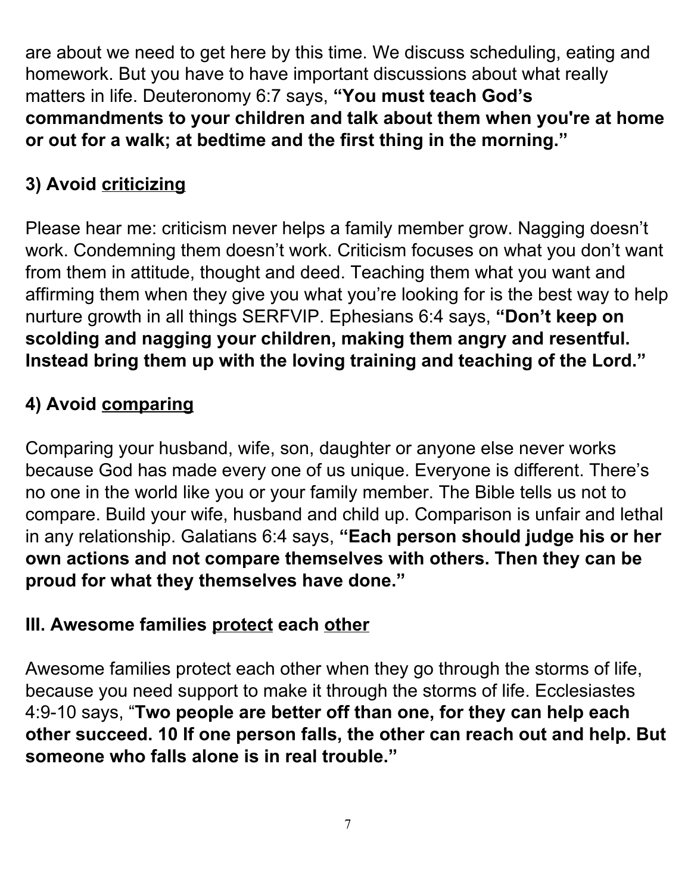are about we need to get here by this time. We discuss scheduling, eating and homework. But you have to have important discussions about what really matters in life. Deuteronomy 6:7 says, **"You must teach God's commandments to your children and talk about them when you're at home or out for a walk; at bedtime and the first thing in the morning."**

### 3) Avoid criticizing

Please hear me: criticism never helps a family member grow. Nagging doesn't work. Condemning them doesn't work. Criticism focuses on what you don't want from them in attitude, thought and deed. Teaching them what you want and affirming them when they give you what you're looking for is the best way to help nurture growth in all things SERFVIP. Ephesians 6:4 says, **"Don't keep on scolding and nagging your children, making them angry and resentful. Instead bring them up with the loving training and teaching of the Lord."**

### 4) Avoid comparing

Comparing your husband, wife, son, daughter or anyone else never works because God has made every one of us unique. Everyone is different. There's no one in the world like you or your family member. The Bible tells us not to compare. Build your wife, husband and child up. Comparison is unfair and lethal in any relationship. Galatians 6:4 says, **"Each person should judge his or her own actions and not compare themselves with others. Then they can be proud for what they themselves have done."**

## III. Awesome families protect each other

Awesome families protect each other when they go through the storms of life, because you need support to make it through the storms of life. Ecclesiastes 4:9-10 says, "**Two people are better off than one, for they can help each other succeed. 10 If one person falls, the other can reach out and help. But someone who falls alone is in real trouble."**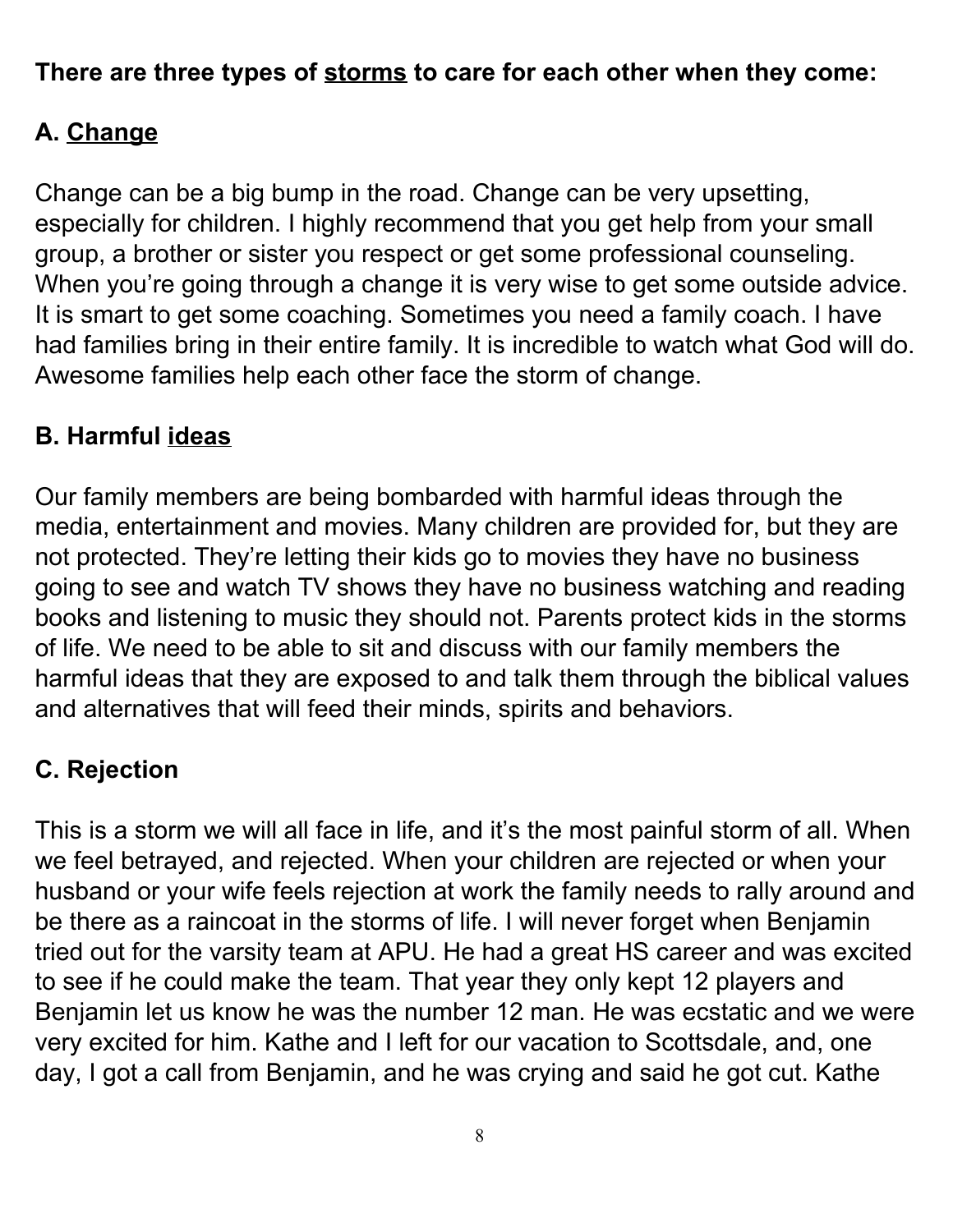**There are three types of storms to care for each other when they come:**

## A. Change

Change can be a big bump in the road. Change can be very upsetting, especially for children. I highly recommend that you get help from your small group, a brother or sister you respect or get some professional counseling. When you're going through a change it is very wise to get some outside advice. It is smart to get some coaching. Sometimes you need a family coach. I have had families bring in their entire family. It is incredible to watch what God will do. Awesome families help each other face the storm of change.

## B. Harmful ideas

Our family members are being bombarded with harmful ideas through the media, entertainment and movies. Many children are provided for, but they are not protected. They're letting their kids go to movies they have no business going to see and watch TV shows they have no business watching and reading books and listening to music they should not. Parents protect kids in the storms of life. We need to be able to sit and discuss with our family members the harmful ideas that they are exposed to and talk them through the biblical values and alternatives that will feed their minds, spirits and behaviors.

## C. Rejection

This is a storm we will all face in life, and it's the most painful storm of all. When we feel betrayed, and rejected. When your children are rejected or when your husband or your wife feels rejection at work the family needs to rally around and be there as a raincoat in the storms of life. I will never forget when Benjamin tried out for the varsity team at APU. He had a great HS career and was excited to see if he could make the team. That year they only kept 12 players and Benjamin let us know he was the number 12 man. He was ecstatic and we were very excited for him. Kathe and I left for our vacation to Scottsdale, and, one day, I got a call from Benjamin, and he was crying and said he got cut. Kathe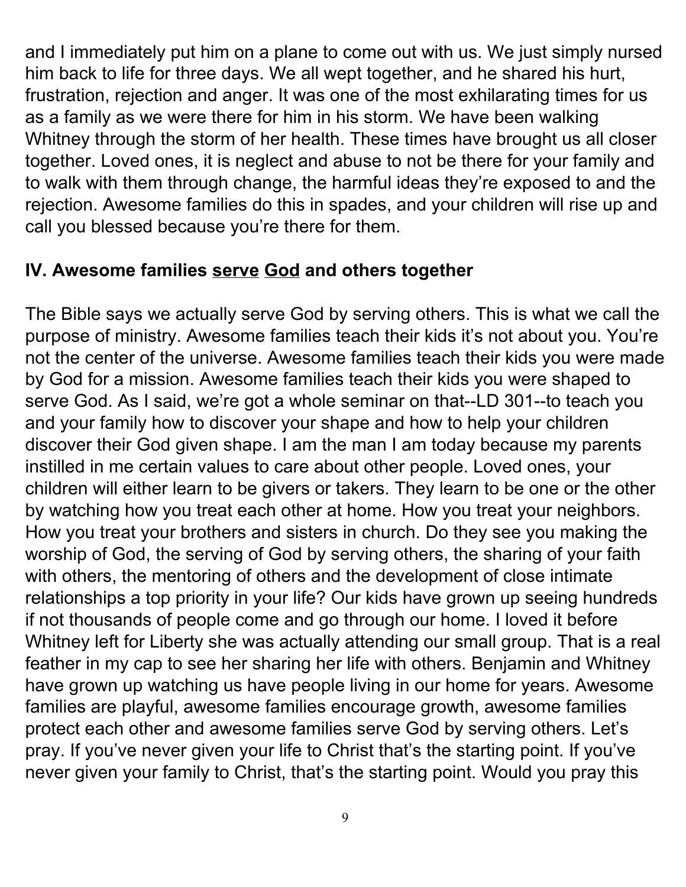and I immediately put him on a plane to come out with us. We just simply nursed him back to life for three days. We all wept together, and he shared his hurt, frustration, rejection and anger. It was one of the most exhilarating times for us as a family as we were there for him in his storm. We have been walking Whitney through the storm of her health. These times have brought us all closer together. Loved ones, it is neglect and abuse to not be there for your family and to walk with them through change, the harmful ideas they're exposed to and the rejection. Awesome families do this in spades, and your children will rise up and call you blessed because you're there for them.

## IV. Awesome families serve God and others together

The Bible says we actually serve God by serving others. This is what we call the purpose of ministry. Awesome families teach their kids it's not about you. You're not the center of the universe. Awesome families teach their kids you were made by God for a mission. Awesome families teach their kids you were shaped to serve God. As I said, we're got a whole seminar on that--LD 301--to teach you and your family how to discover your shape and how to help your children discover their God given shape. I am the man I am today because my parents instilled in me certain values to care about other people. Loved ones, your children will either learn to be givers or takers. They learn to be one or the other by watching how you treat each other at home. How you treat your neighbors. How you treat your brothers and sisters in church. Do they see you making the worship of God, the serving of God by serving others, the sharing of your faith with others, the mentoring of others and the development of close intimate relationships a top priority in your life? Our kids have grown up seeing hundreds if not thousands of people come and go through our home. I loved it before Whitney left for Liberty she was actually attending our small group. That is a real feather in my cap to see her sharing her life with others. Benjamin and Whitney have grown up watching us have people living in our home for years. Awesome families are playful, awesome families encourage growth, awesome families protect each other and awesome families serve God by serving others. Let's pray. If you've never given your life to Christ that's the starting point. If you've never given your family to Christ, that's the starting point. Would you pray this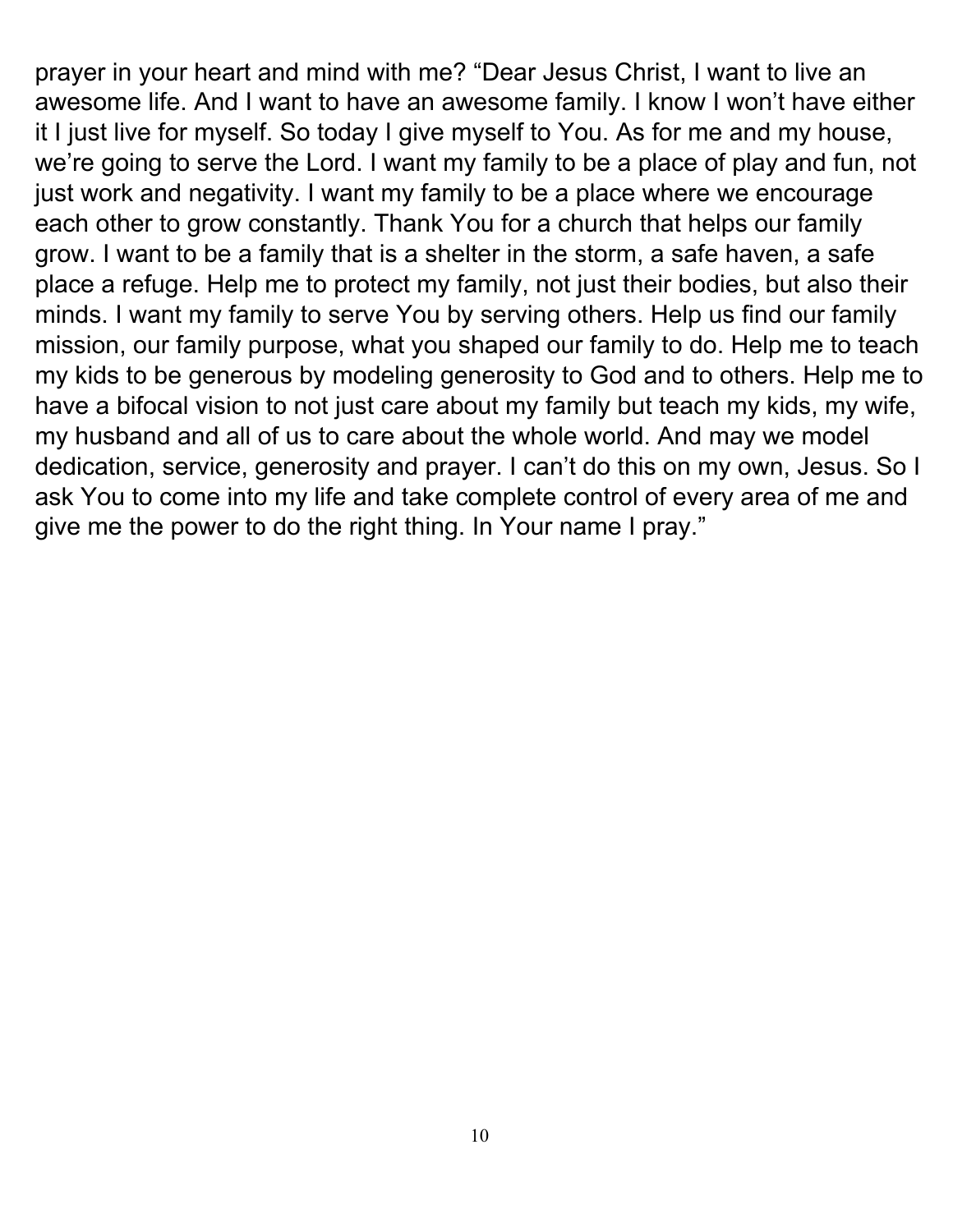prayer in your heart and mind with me? "Dear Jesus Christ, I want to live an awesome life. And I want to have an awesome family. I know I won't have either it I just live for myself. So today I give myself to You. As for me and my house, we're going to serve the Lord. I want my family to be a place of play and fun, not just work and negativity. I want my family to be a place where we encourage each other to grow constantly. Thank You for a church that helps our family grow. I want to be a family that is a shelter in the storm, a safe haven, a safe place a refuge. Help me to protect my family, not just their bodies, but also their minds. I want my family to serve You by serving others. Help us find our family mission, our family purpose, what you shaped our family to do. Help me to teach my kids to be generous by modeling generosity to God and to others. Help me to have a bifocal vision to not just care about my family but teach my kids, my wife, my husband and all of us to care about the whole world. And may we model dedication, service, generosity and prayer. I can't do this on my own, Jesus. So I ask You to come into my life and take complete control of every area of me and give me the power to do the right thing. In Your name I pray."